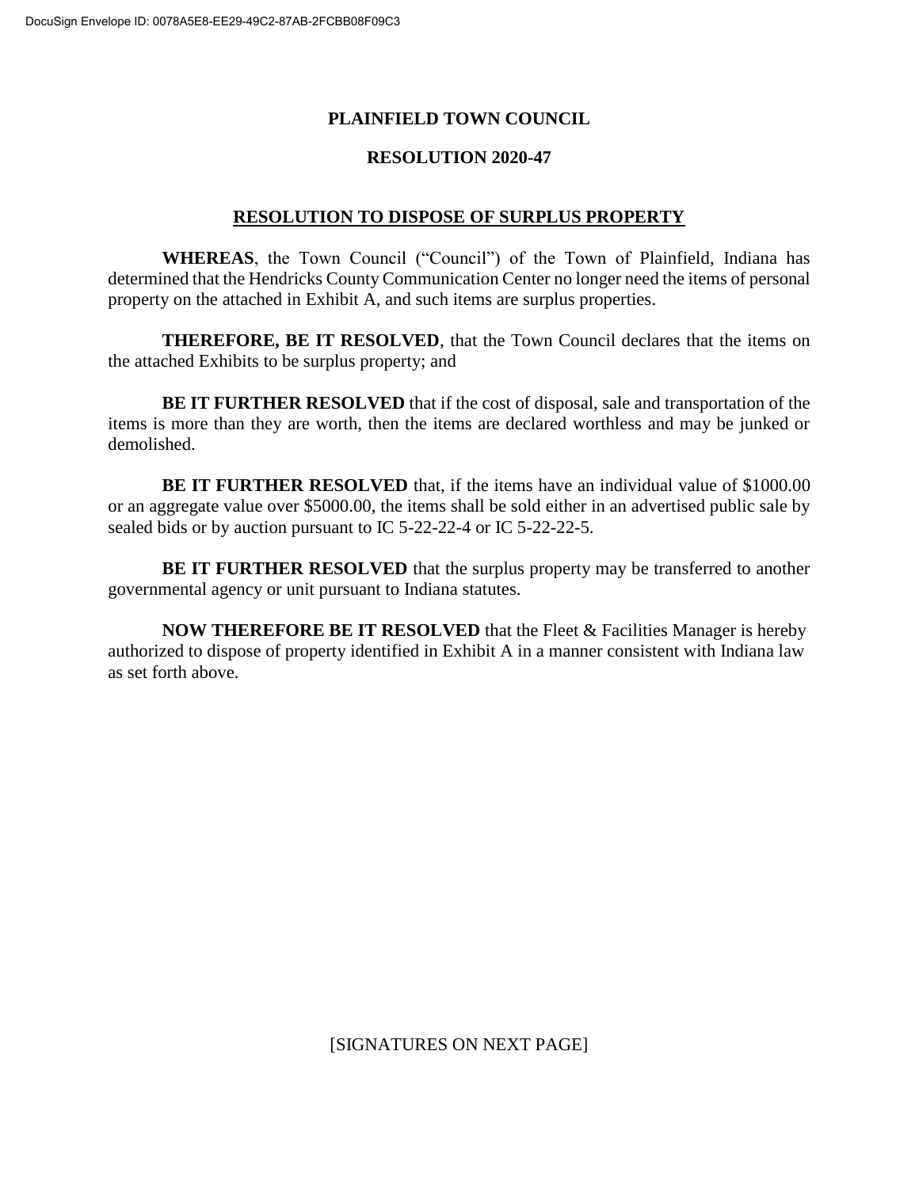# PLAINFIELD TOWN COUNCIL

## RESOLUTION 2020-47

## RESOLUTION TO DISPOSE OF SURPLUS PROPERTY

**WHEREAS**, the Town Council ("Council") of the Town of Plainfield, Indiana has determined that the Hendricks County Communication Center no longer need the items of personal property on the attached in Exhibit A, and such items are surplus properties.

**THEREFORE, BE IT RESOLVED**, that the Town Council declares that the items on the attached Exhibits to be surplus property; and

**BE IT FURTHER RESOLVED** that if the cost of disposal, sale and transportation of the items is more than they are worth, then the items are declared worthless and may be junked or demolished.

**BE IT FURTHER RESOLVED** that, if the items have an individual value of $1000.00 or an aggregate value over $5000.00, the items shall be sold either in an advertised public sale by sealed bids or by auction pursuant to IC 5-22-22-4 or IC 5-22-22-5.

**BE IT FURTHER RESOLVED** that the surplus property may be transferred to another governmental agency or unit pursuant to Indiana statutes.

**NOW THEREFORE BE IT RESOLVED** that the Fleet & Facilities Manager is hereby authorized to dispose of property identified in Exhibit A in a manner consistent with Indiana law as set forth above.

[SIGNATURES ON NEXT PAGE]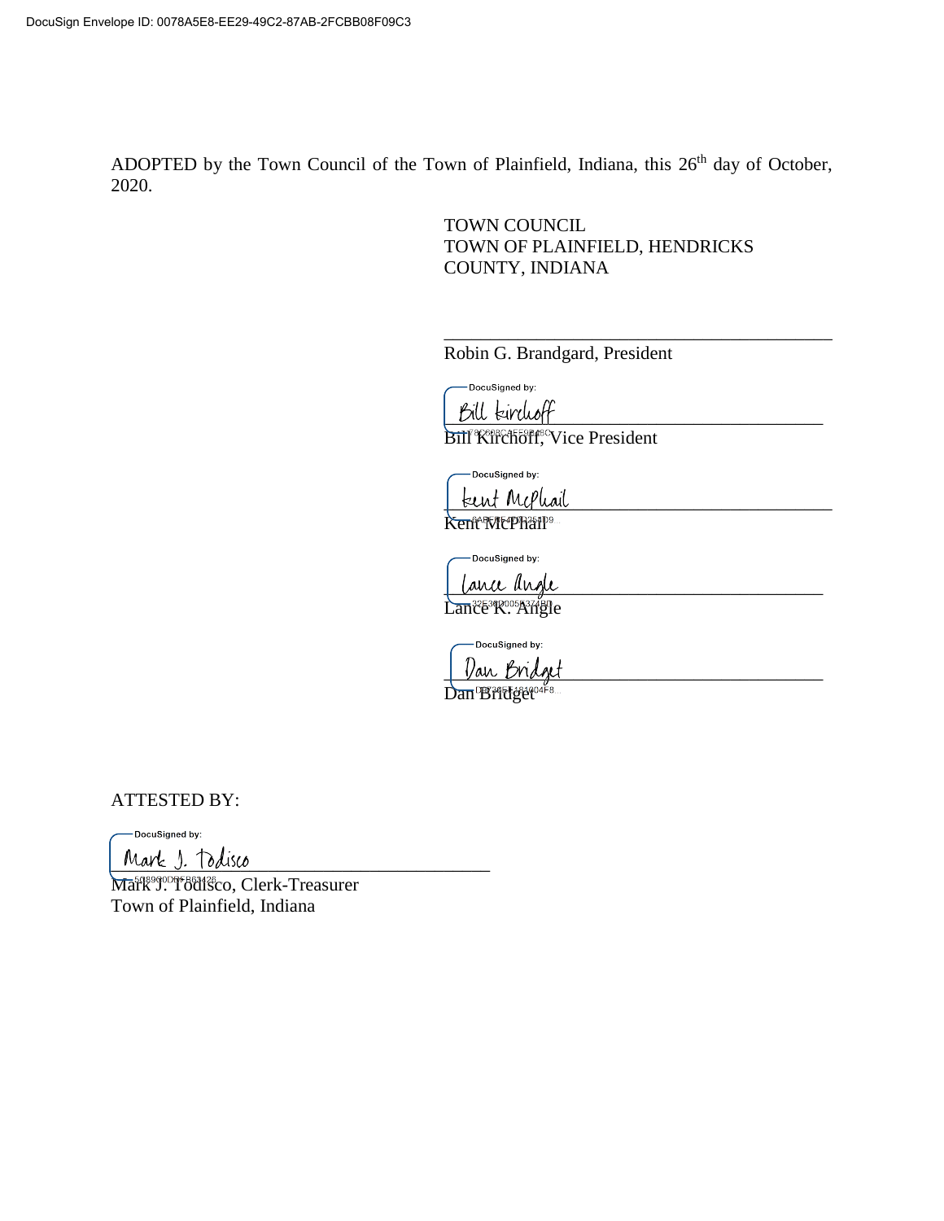ADOPTED by the Town Council of the Town of Plainfield, Indiana, this 26th day of October, 2020.

TOWN COUNCIL
TOWN OF PLAINFIELD, HENDRICKS COUNTY, INDIANA

\_\_\_\_\_\_\_\_\_\_\_\_\_\_\_\_\_\_\_\_\_\_\_\_\_\_\_\_\_\_\_\_\_\_\_\_\_\_\_\_
Robin G. Brandgard, President

DocuSigned by:
Bill Kirchoff
Bill Kirchoff, Vice President

DocuSigned by:
Kent McPhail
Kent McPhail

DocuSigned by:
Lance Angle
Lance K. Angle

DocuSigned by:
Dan Bridget
Dan Bridget

ATTESTED BY:

DocuSigned by:
Mark J. Todisco
Mark J. Todisco, Clerk-Treasurer
Town of Plainfield, Indiana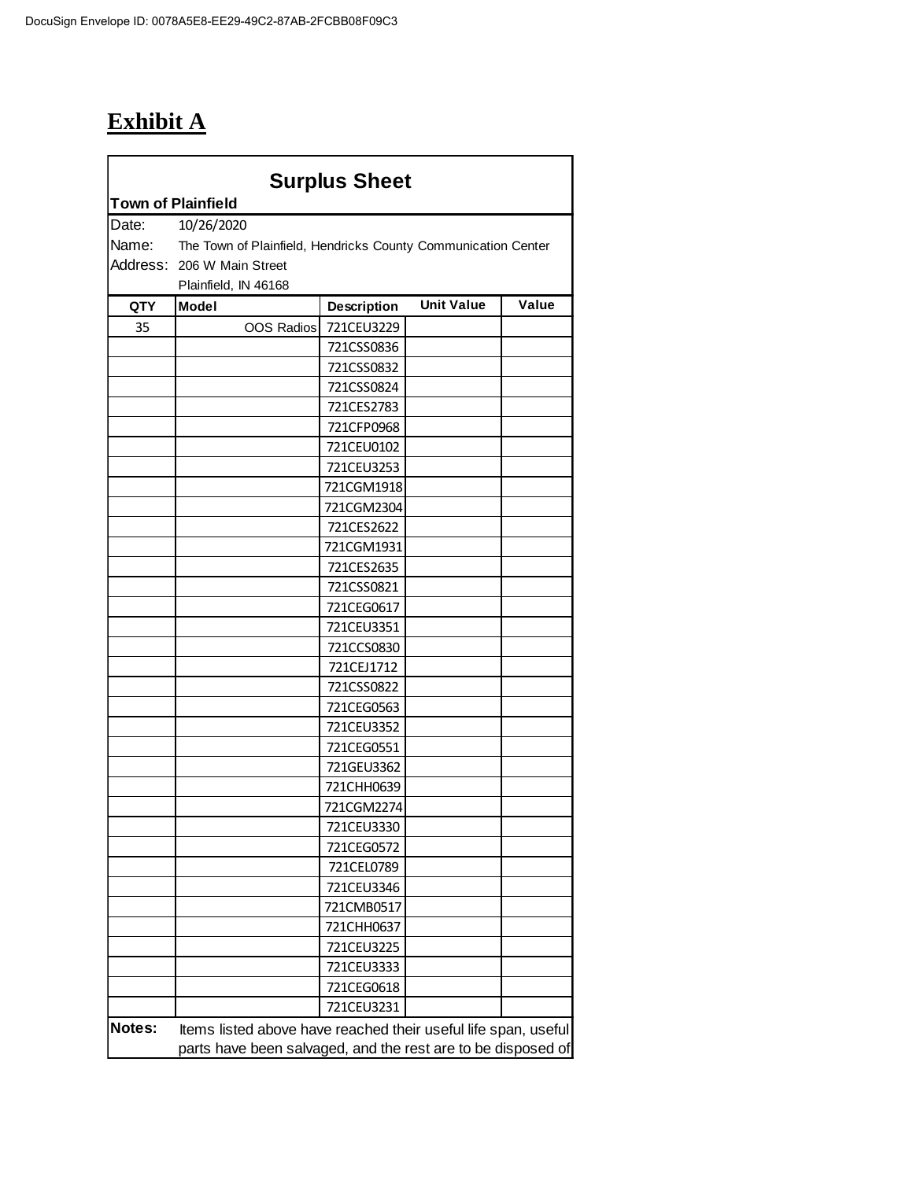# Exhibit A

## Surplus Sheet

**Town of Plainfield**

| | | | | |
|---|---|---|---|---|
| Date: | 10/26/2020 | | | |
| Name: | The Town of Plainfield, Hendricks County Communication Center | | | |
| Address: | 206 W Main Street | | | |
| | Plainfield, IN 46168 | | | |
| **QTY** | **Model** | **Description** | **Unit Value** | **Value** |
| 35 | OOS Radios | 721CEU3229 | | |
| | | 721CSS0836 | | |
| | | 721CSS0832 | | |
| | | 721CSS0824 | | |
| | | 721CES2783 | | |
| | | 721CFP0968 | | |
| | | 721CEU0102 | | |
| | | 721CEU3253 | | |
| | | 721CGM1918 | | |
| | | 721CGM2304 | | |
| | | 721CES2622 | | |
| | | 721CGM1931 | | |
| | | 721CES2635 | | |
| | | 721CSS0821 | | |
| | | 721CEG0617 | | |
| | | 721CEU3351 | | |
| | | 721CCS0830 | | |
| | | 721CEJ1712 | | |
| | | 721CSS0822 | | |
| | | 721CEG0563 | | |
| | | 721CEU3352 | | |
| | | 721CEG0551 | | |
| | | 721GEU3362 | | |
| | | 721CHH0639 | | |
| | | 721CGM2274 | | |
| | | 721CEU3330 | | |
| | | 721CEG0572 | | |
| | | 721CEL0789 | | |
| | | 721CEU3346 | | |
| | | 721CMB0517 | | |
| | | 721CHH0637 | | |
| | | 721CEU3225 | | |
| | | 721CEU3333 | | |
| | | 721CEG0618 | | |
| | | 721CEU3231 | | |
| **Notes:** | Items listed above have reached their useful life span, useful parts have been salvaged, and the rest are to be disposed of | | | |